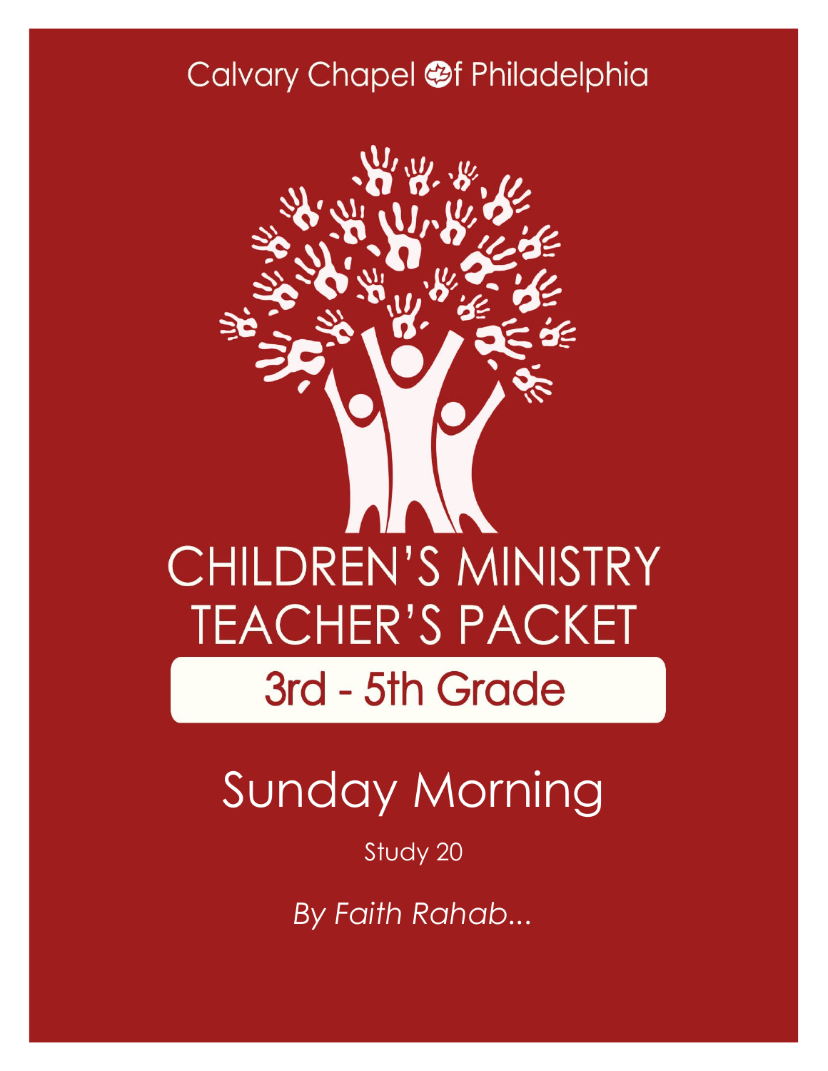Calvary Chapel of Philadelphia

# CHILDREN'S MINISTRY TEACHER'S PACKET

## 3rd - 5th Grade

# Sunday Morning

Study 20

*By Faith Rahab...*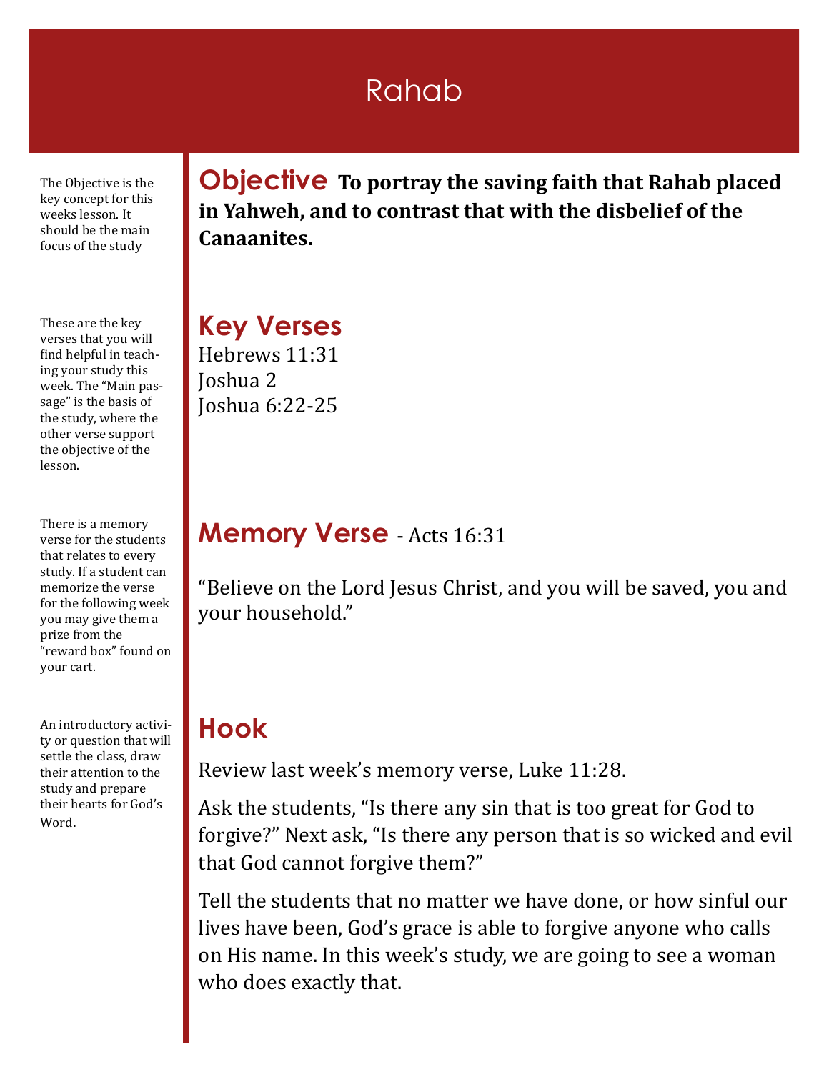# Rahab

The Objective is the key concept for this weeks lesson. It should be the main focus of the study

## Objective

**To portray the saving faith that Rahab placed in Yahweh, and to contrast that with the disbelief of the Canaanites.**

These are the key verses that you will find helpful in teaching your study this week. The "Main passage" is the basis of the study, where the other verse support the objective of the lesson.

## Key Verses

Hebrews 11:31
Joshua 2
Joshua 6:22-25

There is a memory verse for the students that relates to every study. If a student can memorize the verse for the following week you may give them a prize from the "reward box" found on your cart.

## Memory Verse - Acts 16:31

"Believe on the Lord Jesus Christ, and you will be saved, you and your household."

An introductory activity or question that will settle the class, draw their attention to the study and prepare their hearts for God's Word.

## Hook

Review last week's memory verse, Luke 11:28.

Ask the students, "Is there any sin that is too great for God to forgive?" Next ask, "Is there any person that is so wicked and evil that God cannot forgive them?"

Tell the students that no matter we have done, or how sinful our lives have been, God's grace is able to forgive anyone who calls on His name. In this week's study, we are going to see a woman who does exactly that.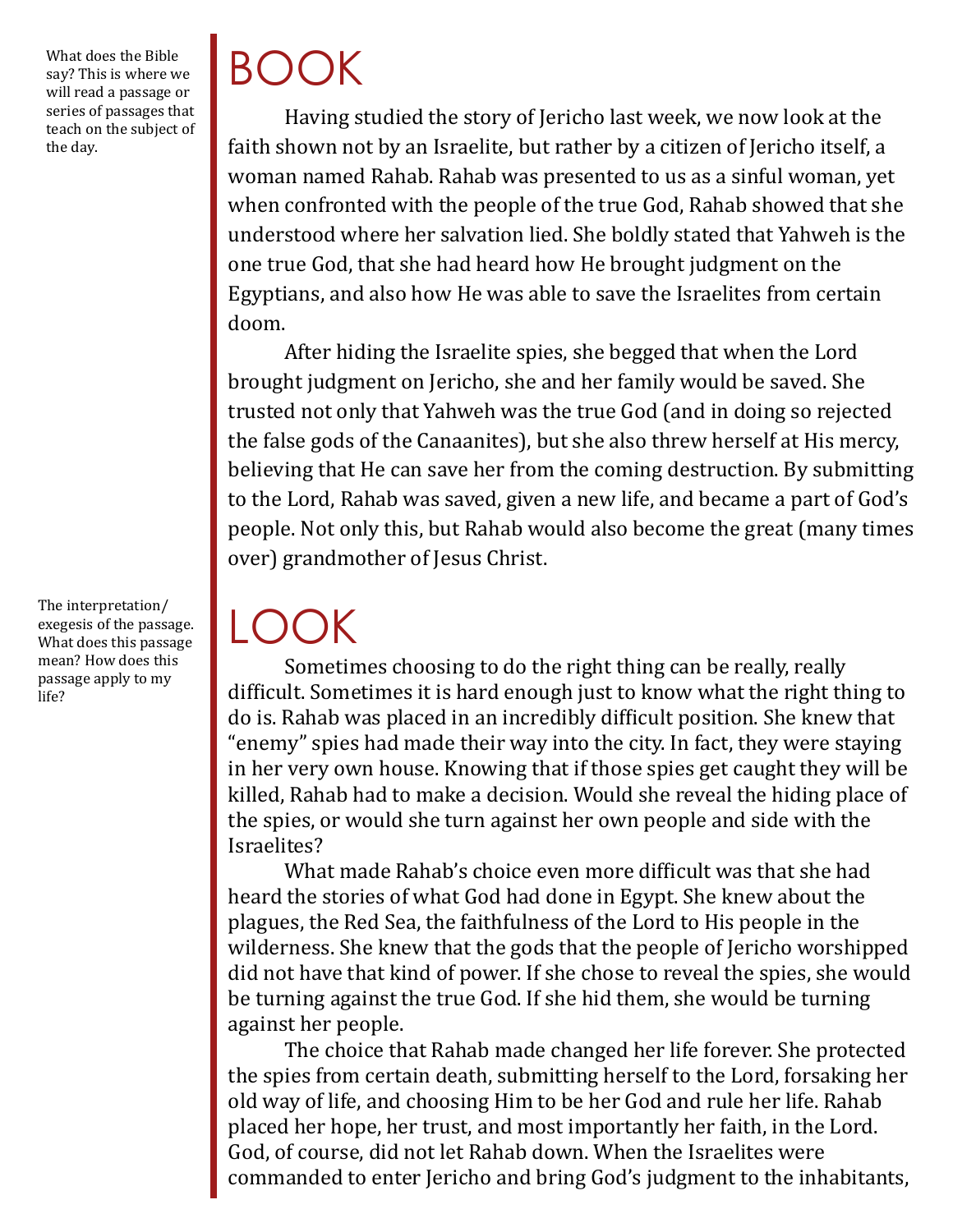What does the Bible say? This is where we will read a passage or series of passages that teach on the subject of the day.

# BOOK

Having studied the story of Jericho last week, we now look at the faith shown not by an Israelite, but rather by a citizen of Jericho itself, a woman named Rahab. Rahab was presented to us as a sinful woman, yet when confronted with the people of the true God, Rahab showed that she understood where her salvation lied. She boldly stated that Yahweh is the one true God, that she had heard how He brought judgment on the Egyptians, and also how He was able to save the Israelites from certain doom.

After hiding the Israelite spies, she begged that when the Lord brought judgment on Jericho, she and her family would be saved. She trusted not only that Yahweh was the true God (and in doing so rejected the false gods of the Canaanites), but she also threw herself at His mercy, believing that He can save her from the coming destruction. By submitting to the Lord, Rahab was saved, given a new life, and became a part of God's people. Not only this, but Rahab would also become the great (many times over) grandmother of Jesus Christ.

The interpretation/exegesis of the passage. What does this passage mean? How does this passage apply to my life?

# LOOK

Sometimes choosing to do the right thing can be really, really difficult. Sometimes it is hard enough just to know what the right thing to do is. Rahab was placed in an incredibly difficult position. She knew that "enemy" spies had made their way into the city. In fact, they were staying in her very own house. Knowing that if those spies get caught they will be killed, Rahab had to make a decision. Would she reveal the hiding place of the spies, or would she turn against her own people and side with the Israelites?

What made Rahab's choice even more difficult was that she had heard the stories of what God had done in Egypt. She knew about the plagues, the Red Sea, the faithfulness of the Lord to His people in the wilderness. She knew that the gods that the people of Jericho worshipped did not have that kind of power. If she chose to reveal the spies, she would be turning against the true God. If she hid them, she would be turning against her people.

The choice that Rahab made changed her life forever. She protected the spies from certain death, submitting herself to the Lord, forsaking her old way of life, and choosing Him to be her God and rule her life. Rahab placed her hope, her trust, and most importantly her faith, in the Lord. God, of course, did not let Rahab down. When the Israelites were commanded to enter Jericho and bring God's judgment to the inhabitants,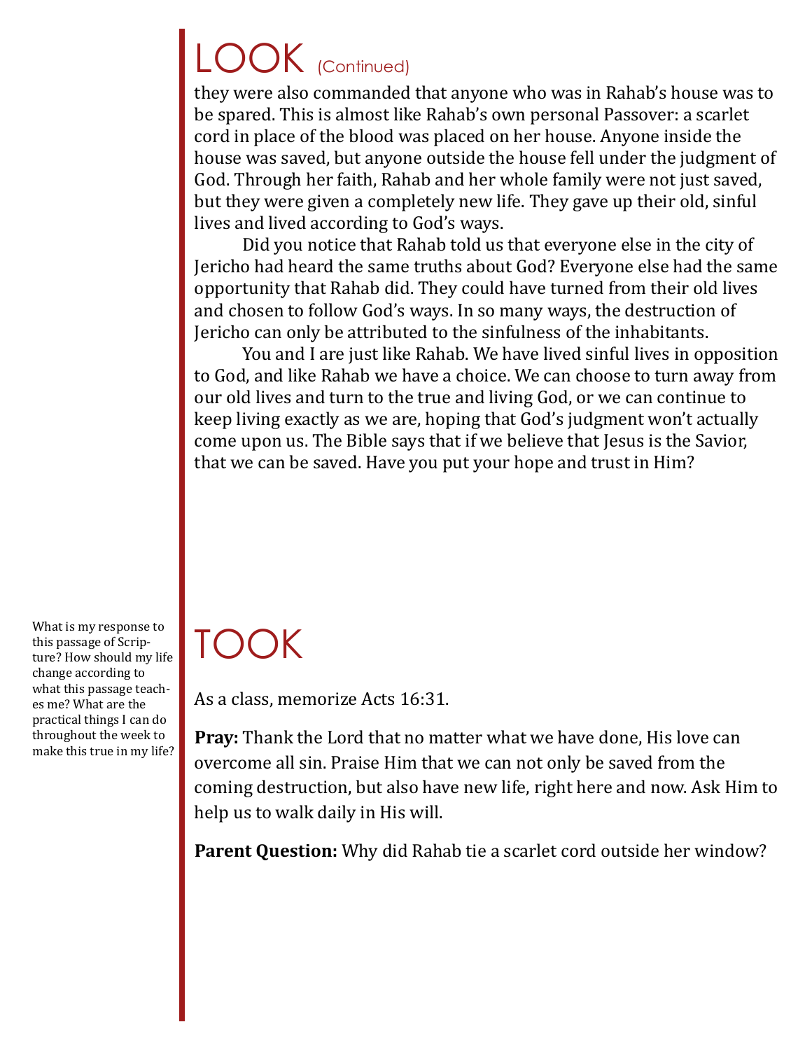# LOOK (Continued)

they were also commanded that anyone who was in Rahab's house was to be spared. This is almost like Rahab's own personal Passover: a scarlet cord in place of the blood was placed on her house. Anyone inside the house was saved, but anyone outside the house fell under the judgment of God. Through her faith, Rahab and her whole family were not just saved, but they were given a completely new life. They gave up their old, sinful lives and lived according to God's ways.

Did you notice that Rahab told us that everyone else in the city of Jericho had heard the same truths about God? Everyone else had the same opportunity that Rahab did. They could have turned from their old lives and chosen to follow God's ways. In so many ways, the destruction of Jericho can only be attributed to the sinfulness of the inhabitants.

You and I are just like Rahab. We have lived sinful lives in opposition to God, and like Rahab we have a choice. We can choose to turn away from our old lives and turn to the true and living God, or we can continue to keep living exactly as we are, hoping that God's judgment won't actually come upon us. The Bible says that if we believe that Jesus is the Savior, that we can be saved. Have you put your hope and trust in Him?

# TOOK

What is my response to this passage of Scripture? How should my life change according to what this passage teaches me? What are the practical things I can do throughout the week to make this true in my life?

As a class, memorize Acts 16:31.

**Pray:** Thank the Lord that no matter what we have done, His love can overcome all sin. Praise Him that we can not only be saved from the coming destruction, but also have new life, right here and now. Ask Him to help us to walk daily in His will.

**Parent Question:** Why did Rahab tie a scarlet cord outside her window?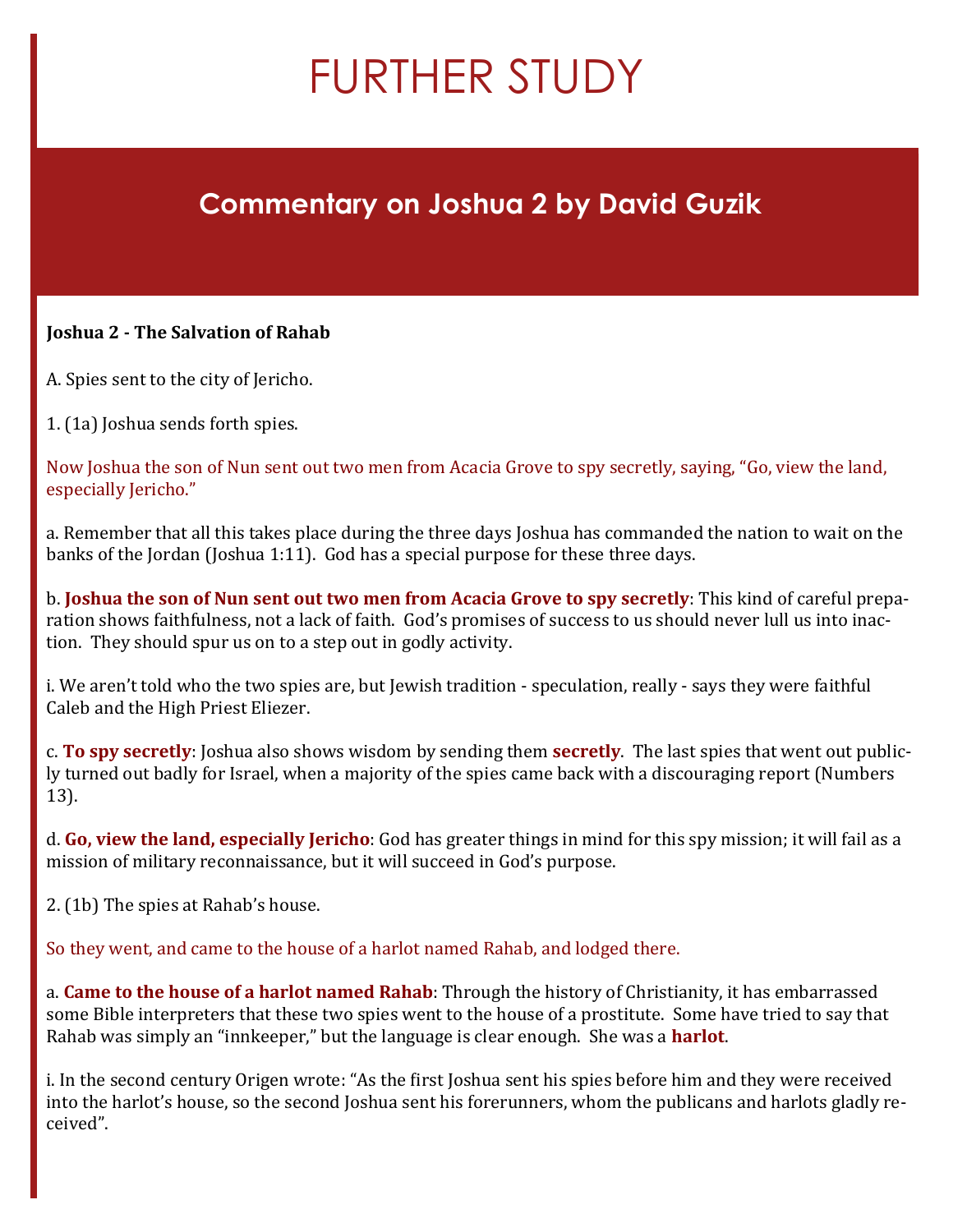# FURTHER STUDY

## Commentary on Joshua 2 by David Guzik

**Joshua 2 - The Salvation of Rahab**

A. Spies sent to the city of Jericho.

1. (1a) Joshua sends forth spies.

Now Joshua the son of Nun sent out two men from Acacia Grove to spy secretly, saying, "Go, view the land, especially Jericho."

a. Remember that all this takes place during the three days Joshua has commanded the nation to wait on the banks of the Jordan (Joshua 1:11). God has a special purpose for these three days.

b. **Joshua the son of Nun sent out two men from Acacia Grove to spy secretly**: This kind of careful preparation shows faithfulness, not a lack of faith. God's promises of success to us should never lull us into inaction. They should spur us on to a step out in godly activity.

i. We aren't told who the two spies are, but Jewish tradition - speculation, really - says they were faithful Caleb and the High Priest Eliezer.

c. **To spy secretly**: Joshua also shows wisdom by sending them **secretly**. The last spies that went out publicly turned out badly for Israel, when a majority of the spies came back with a discouraging report (Numbers 13).

d. **Go, view the land, especially Jericho**: God has greater things in mind for this spy mission; it will fail as a mission of military reconnaissance, but it will succeed in God's purpose.

2. (1b) The spies at Rahab's house.

So they went, and came to the house of a harlot named Rahab, and lodged there.

a. **Came to the house of a harlot named Rahab**: Through the history of Christianity, it has embarrassed some Bible interpreters that these two spies went to the house of a prostitute. Some have tried to say that Rahab was simply an "innkeeper," but the language is clear enough. She was a **harlot**.

i. In the second century Origen wrote: "As the first Joshua sent his spies before him and they were received into the harlot's house, so the second Joshua sent his forerunners, whom the publicans and harlots gladly received".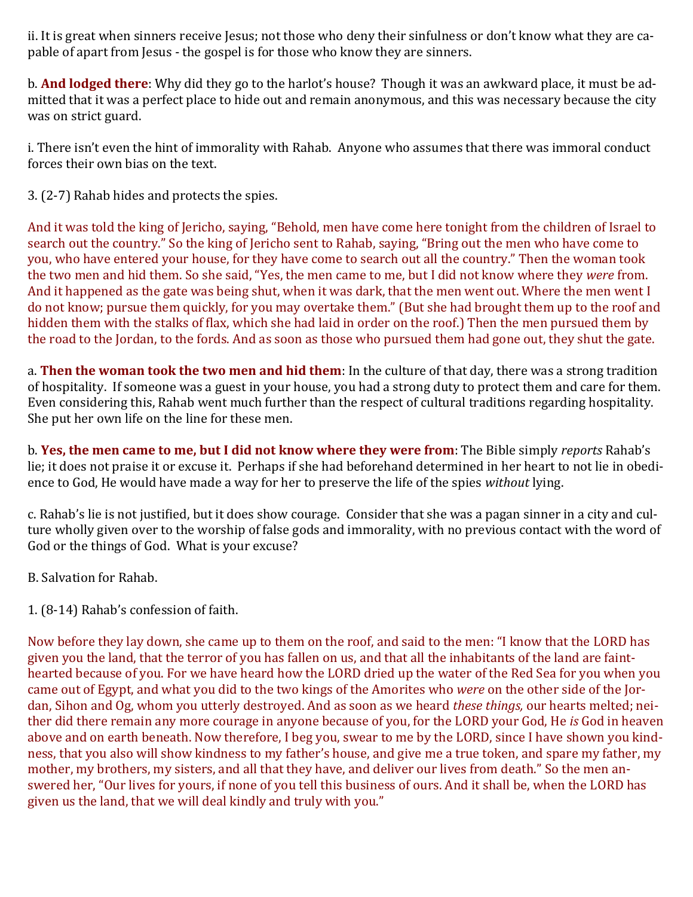ii. It is great when sinners receive Jesus; not those who deny their sinfulness or don't know what they are capable of apart from Jesus - the gospel is for those who know they are sinners.

b. **And lodged there**: Why did they go to the harlot's house? Though it was an awkward place, it must be admitted that it was a perfect place to hide out and remain anonymous, and this was necessary because the city was on strict guard.

i. There isn't even the hint of immorality with Rahab. Anyone who assumes that there was immoral conduct forces their own bias on the text.

3. (2-7) Rahab hides and protects the spies.

And it was told the king of Jericho, saying, "Behold, men have come here tonight from the children of Israel to search out the country." So the king of Jericho sent to Rahab, saying, "Bring out the men who have come to you, who have entered your house, for they have come to search out all the country." Then the woman took the two men and hid them. So she said, "Yes, the men came to me, but I did not know where they *were* from. And it happened as the gate was being shut, when it was dark, that the men went out. Where the men went I do not know; pursue them quickly, for you may overtake them." (But she had brought them up to the roof and hidden them with the stalks of flax, which she had laid in order on the roof.) Then the men pursued them by the road to the Jordan, to the fords. And as soon as those who pursued them had gone out, they shut the gate.

a. **Then the woman took the two men and hid them**: In the culture of that day, there was a strong tradition of hospitality. If someone was a guest in your house, you had a strong duty to protect them and care for them. Even considering this, Rahab went much further than the respect of cultural traditions regarding hospitality. She put her own life on the line for these men.

b. **Yes, the men came to me, but I did not know where they were from**: The Bible simply *reports* Rahab's lie; it does not praise it or excuse it. Perhaps if she had beforehand determined in her heart to not lie in obedience to God, He would have made a way for her to preserve the life of the spies *without* lying.

c. Rahab's lie is not justified, but it does show courage. Consider that she was a pagan sinner in a city and culture wholly given over to the worship of false gods and immorality, with no previous contact with the word of God or the things of God. What is your excuse?

B. Salvation for Rahab.

1. (8-14) Rahab's confession of faith.

Now before they lay down, she came up to them on the roof, and said to the men: "I know that the LORD has given you the land, that the terror of you has fallen on us, and that all the inhabitants of the land are fainthearted because of you. For we have heard how the LORD dried up the water of the Red Sea for you when you came out of Egypt, and what you did to the two kings of the Amorites who *were* on the other side of the Jordan, Sihon and Og, whom you utterly destroyed. And as soon as we heard *these things,* our hearts melted; neither did there remain any more courage in anyone because of you, for the LORD your God, He *is* God in heaven above and on earth beneath. Now therefore, I beg you, swear to me by the LORD, since I have shown you kindness, that you also will show kindness to my father's house, and give me a true token, and spare my father, my mother, my brothers, my sisters, and all that they have, and deliver our lives from death." So the men answered her, "Our lives for yours, if none of you tell this business of ours. And it shall be, when the LORD has given us the land, that we will deal kindly and truly with you."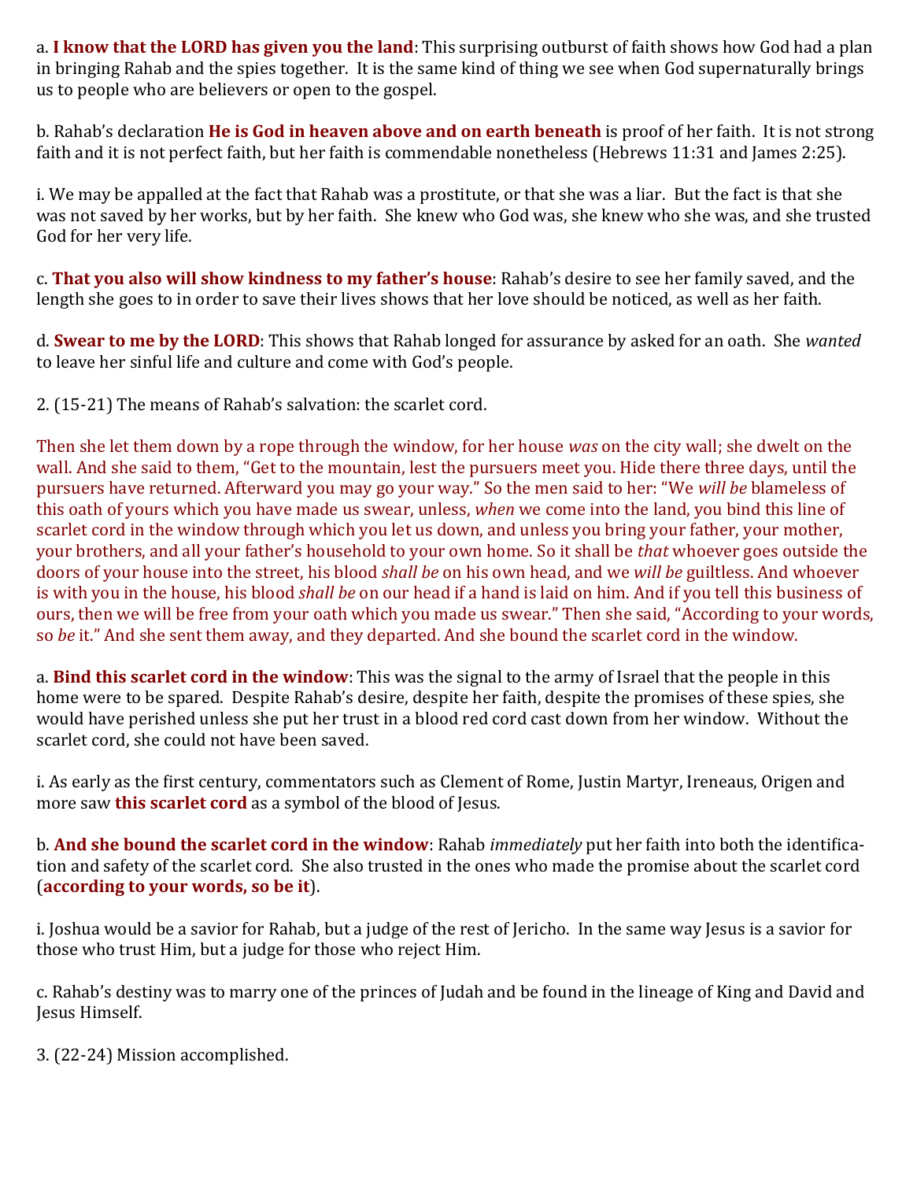a. **I know that the LORD has given you the land**: This surprising outburst of faith shows how God had a plan in bringing Rahab and the spies together. It is the same kind of thing we see when God supernaturally brings us to people who are believers or open to the gospel.

b. Rahab's declaration **He is God in heaven above and on earth beneath** is proof of her faith. It is not strong faith and it is not perfect faith, but her faith is commendable nonetheless (Hebrews 11:31 and James 2:25).

i. We may be appalled at the fact that Rahab was a prostitute, or that she was a liar. But the fact is that she was not saved by her works, but by her faith. She knew who God was, she knew who she was, and she trusted God for her very life.

c. **That you also will show kindness to my father's house**: Rahab's desire to see her family saved, and the length she goes to in order to save their lives shows that her love should be noticed, as well as her faith.

d. **Swear to me by the LORD**: This shows that Rahab longed for assurance by asked for an oath. She *wanted* to leave her sinful life and culture and come with God's people.

2. (15-21) The means of Rahab's salvation: the scarlet cord.

Then she let them down by a rope through the window, for her house *was* on the city wall; she dwelt on the wall. And she said to them, "Get to the mountain, lest the pursuers meet you. Hide there three days, until the pursuers have returned. Afterward you may go your way." So the men said to her: "We *will be* blameless of this oath of yours which you have made us swear, unless, *when* we come into the land, you bind this line of scarlet cord in the window through which you let us down, and unless you bring your father, your mother, your brothers, and all your father's household to your own home. So it shall be *that* whoever goes outside the doors of your house into the street, his blood *shall be* on his own head, and we *will be* guiltless. And whoever is with you in the house, his blood *shall be* on our head if a hand is laid on him. And if you tell this business of ours, then we will be free from your oath which you made us swear." Then she said, "According to your words, so *be* it." And she sent them away, and they departed. And she bound the scarlet cord in the window.

a. **Bind this scarlet cord in the window**: This was the signal to the army of Israel that the people in this home were to be spared. Despite Rahab's desire, despite her faith, despite the promises of these spies, she would have perished unless she put her trust in a blood red cord cast down from her window. Without the scarlet cord, she could not have been saved.

i. As early as the first century, commentators such as Clement of Rome, Justin Martyr, Ireneaus, Origen and more saw **this scarlet cord** as a symbol of the blood of Jesus.

b. **And she bound the scarlet cord in the window**: Rahab *immediately* put her faith into both the identification and safety of the scarlet cord. She also trusted in the ones who made the promise about the scarlet cord (**according to your words, so be it**).

i. Joshua would be a savior for Rahab, but a judge of the rest of Jericho. In the same way Jesus is a savior for those who trust Him, but a judge for those who reject Him.

c. Rahab's destiny was to marry one of the princes of Judah and be found in the lineage of King and David and Jesus Himself.

3. (22-24) Mission accomplished.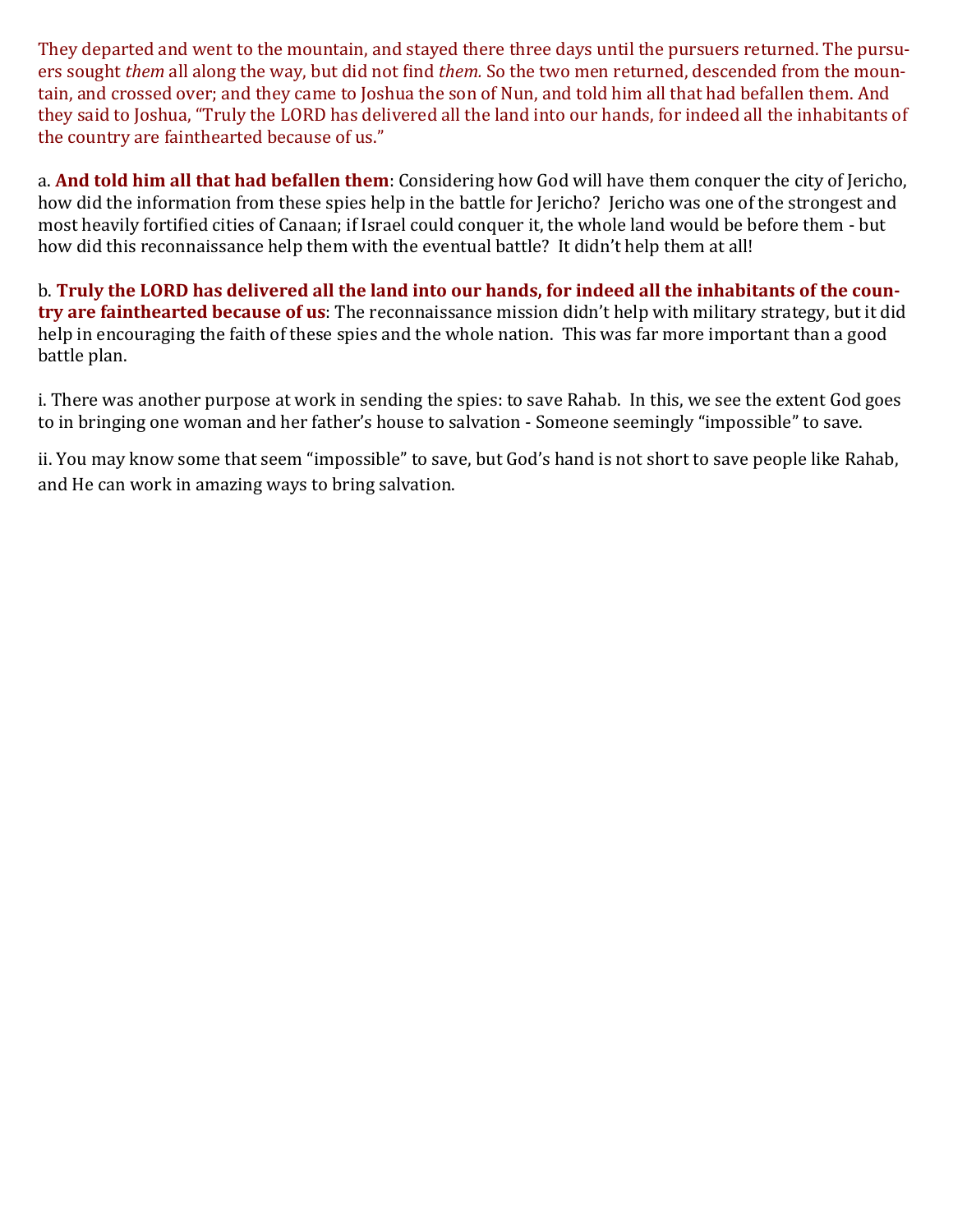They departed and went to the mountain, and stayed there three days until the pursuers returned. The pursuers sought *them* all along the way, but did not find *them.* So the two men returned, descended from the mountain, and crossed over; and they came to Joshua the son of Nun, and told him all that had befallen them. And they said to Joshua, "Truly the LORD has delivered all the land into our hands, for indeed all the inhabitants of the country are fainthearted because of us."

a. **And told him all that had befallen them**: Considering how God will have them conquer the city of Jericho, how did the information from these spies help in the battle for Jericho? Jericho was one of the strongest and most heavily fortified cities of Canaan; if Israel could conquer it, the whole land would be before them - but how did this reconnaissance help them with the eventual battle? It didn't help them at all!

b. **Truly the LORD has delivered all the land into our hands, for indeed all the inhabitants of the country are fainthearted because of us**: The reconnaissance mission didn't help with military strategy, but it did help in encouraging the faith of these spies and the whole nation. This was far more important than a good battle plan.

i. There was another purpose at work in sending the spies: to save Rahab. In this, we see the extent God goes to in bringing one woman and her father's house to salvation - Someone seemingly "impossible" to save.

ii. You may know some that seem "impossible" to save, but God's hand is not short to save people like Rahab, and He can work in amazing ways to bring salvation.